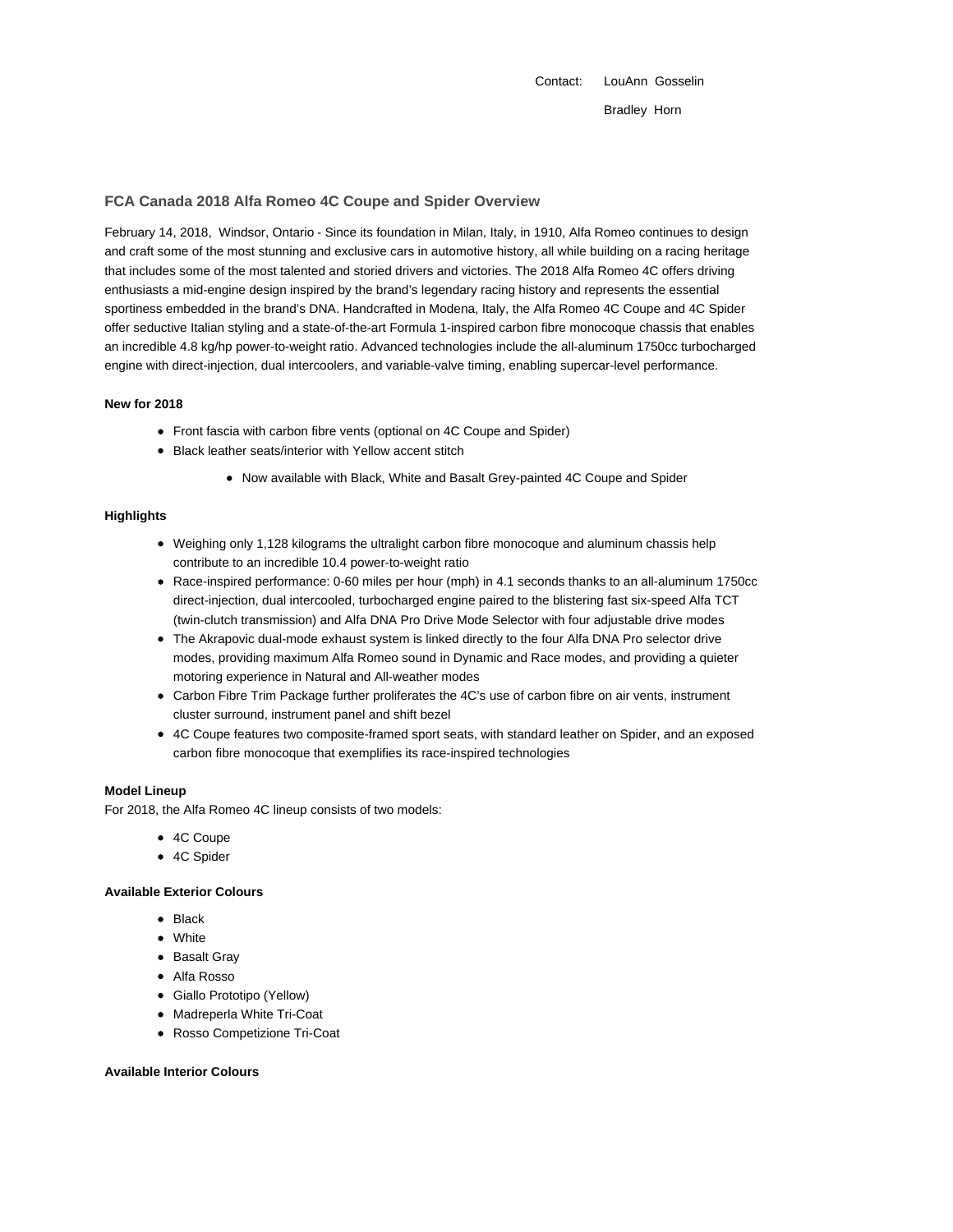Contact: LouAnn Gosselin

Bradley Horn

## FCA Canada 2018 Alfa Romeo 4C Coupe and Spider Overview

February 14, 2018, Windsor, Ontario - Since its foundation in Milan, Italy, in 1910, Alfa Romeo continues to design and craft some of the most stunning and exclusive cars in automotive history, all while building on a racing heritage that includes some of the most talented and storied drivers and victories. The 2018 Alfa Romeo 4C offers driving enthusiasts a mid-engine design inspired by the brand's legendary racing history and represents the essential sportiness embedded in the brand's DNA. Handcrafted in Modena, Italy, the Alfa Romeo 4C Coupe and 4C Spider offer seductive Italian styling and a state-of-the-art Formula 1-inspired carbon fibre monocoque chassis that enables an incredible 4.8 kg/hp power-to-weight ratio. Advanced technologies include the all-aluminum 1750cc turbocharged engine with direct-injection, dual intercoolers, and variable-valve timing, enabling supercar-level performance.

**New for 2018**

- Front fascia with carbon fibre vents (optional on 4C Coupe and Spider)
- Black leather seats/interior with Yellow accent stitch
  - Now available with Black, White and Basalt Grey-painted 4C Coupe and Spider

**Highlights**

- Weighing only 1,128 kilograms the ultralight carbon fibre monocoque and aluminum chassis help contribute to an incredible 10.4 power-to-weight ratio
- Race-inspired performance: 0-60 miles per hour (mph) in 4.1 seconds thanks to an all-aluminum 1750cc direct-injection, dual intercooled, turbocharged engine paired to the blistering fast six-speed Alfa TCT (twin-clutch transmission) and Alfa DNA Pro Drive Mode Selector with four adjustable drive modes
- The Akrapovic dual-mode exhaust system is linked directly to the four Alfa DNA Pro selector drive modes, providing maximum Alfa Romeo sound in Dynamic and Race modes, and providing a quieter motoring experience in Natural and All-weather modes
- Carbon Fibre Trim Package further proliferates the 4C's use of carbon fibre on air vents, instrument cluster surround, instrument panel and shift bezel
- 4C Coupe features two composite-framed sport seats, with standard leather on Spider, and an exposed carbon fibre monocoque that exemplifies its race-inspired technologies

**Model Lineup**

For 2018, the Alfa Romeo 4C lineup consists of two models:

- 4C Coupe
- 4C Spider

**Available Exterior Colours**

- Black
- White
- Basalt Gray
- Alfa Rosso
- Giallo Prototipo (Yellow)
- Madreperla White Tri-Coat
- Rosso Competizione Tri-Coat

**Available Interior Colours**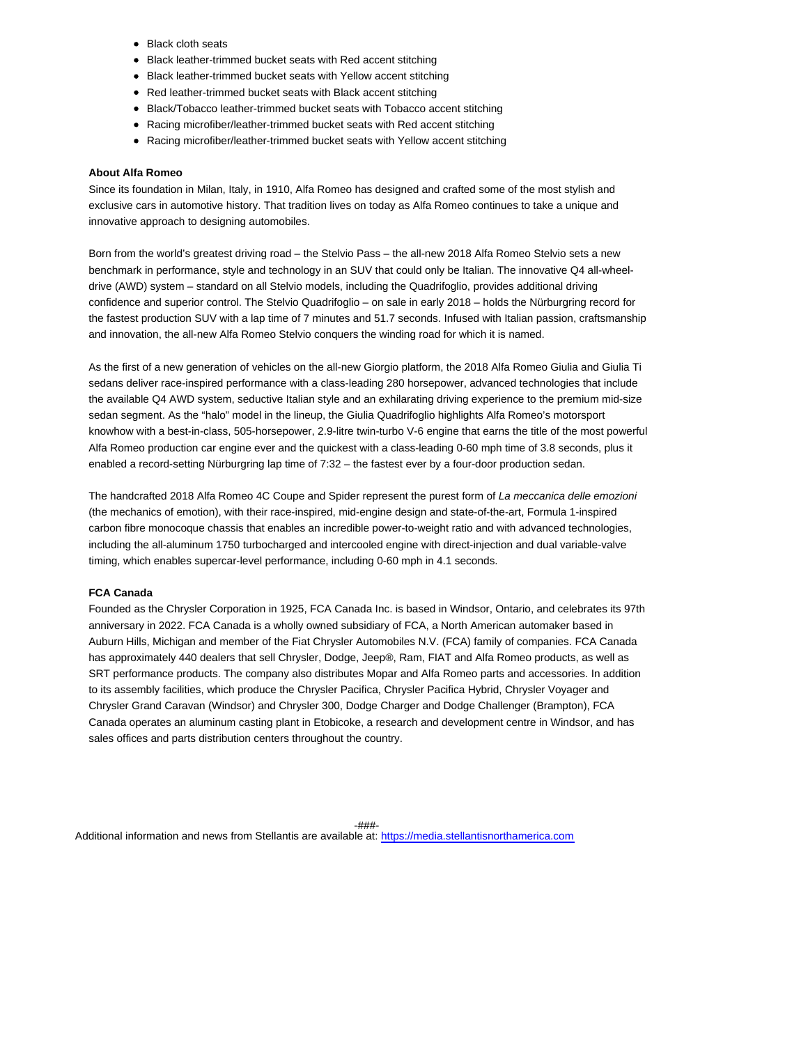- Black cloth seats
- Black leather-trimmed bucket seats with Red accent stitching
- Black leather-trimmed bucket seats with Yellow accent stitching
- Red leather-trimmed bucket seats with Black accent stitching
- Black/Tobacco leather-trimmed bucket seats with Tobacco accent stitching
- Racing microfiber/leather-trimmed bucket seats with Red accent stitching
- Racing microfiber/leather-trimmed bucket seats with Yellow accent stitching

**About Alfa Romeo**

Since its foundation in Milan, Italy, in 1910, Alfa Romeo has designed and crafted some of the most stylish and exclusive cars in automotive history. That tradition lives on today as Alfa Romeo continues to take a unique and innovative approach to designing automobiles.

Born from the world's greatest driving road – the Stelvio Pass – the all-new 2018 Alfa Romeo Stelvio sets a new benchmark in performance, style and technology in an SUV that could only be Italian. The innovative Q4 all-wheel-drive (AWD) system – standard on all Stelvio models, including the Quadrifoglio, provides additional driving confidence and superior control. The Stelvio Quadrifoglio – on sale in early 2018 – holds the Nürburgring record for the fastest production SUV with a lap time of 7 minutes and 51.7 seconds. Infused with Italian passion, craftsmanship and innovation, the all-new Alfa Romeo Stelvio conquers the winding road for which it is named.

As the first of a new generation of vehicles on the all-new Giorgio platform, the 2018 Alfa Romeo Giulia and Giulia Ti sedans deliver race-inspired performance with a class-leading 280 horsepower, advanced technologies that include the available Q4 AWD system, seductive Italian style and an exhilarating driving experience to the premium mid-size sedan segment. As the "halo" model in the lineup, the Giulia Quadrifoglio highlights Alfa Romeo's motorsport knowhow with a best-in-class, 505-horsepower, 2.9-litre twin-turbo V-6 engine that earns the title of the most powerful Alfa Romeo production car engine ever and the quickest with a class-leading 0-60 mph time of 3.8 seconds, plus it enabled a record-setting Nürburgring lap time of 7:32 – the fastest ever by a four-door production sedan.

The handcrafted 2018 Alfa Romeo 4C Coupe and Spider represent the purest form of *La meccanica delle emozioni* (the mechanics of emotion), with their race-inspired, mid-engine design and state-of-the-art, Formula 1-inspired carbon fibre monocoque chassis that enables an incredible power-to-weight ratio and with advanced technologies, including the all-aluminum 1750 turbocharged and intercooled engine with direct-injection and dual variable-valve timing, which enables supercar-level performance, including 0-60 mph in 4.1 seconds.

**FCA Canada**

Founded as the Chrysler Corporation in 1925, FCA Canada Inc. is based in Windsor, Ontario, and celebrates its 97th anniversary in 2022. FCA Canada is a wholly owned subsidiary of FCA, a North American automaker based in Auburn Hills, Michigan and member of the Fiat Chrysler Automobiles N.V. (FCA) family of companies. FCA Canada has approximately 440 dealers that sell Chrysler, Dodge, Jeep®, Ram, FIAT and Alfa Romeo products, as well as SRT performance products. The company also distributes Mopar and Alfa Romeo parts and accessories. In addition to its assembly facilities, which produce the Chrysler Pacifica, Chrysler Pacifica Hybrid, Chrysler Voyager and Chrysler Grand Caravan (Windsor) and Chrysler 300, Dodge Charger and Dodge Challenger (Brampton), FCA Canada operates an aluminum casting plant in Etobicoke, a research and development centre in Windsor, and has sales offices and parts distribution centers throughout the country.

-###-

Additional information and news from Stellantis are available at: [https://media.stellantisnorthamerica.com](https://media.stellantisnorthamerica.com)